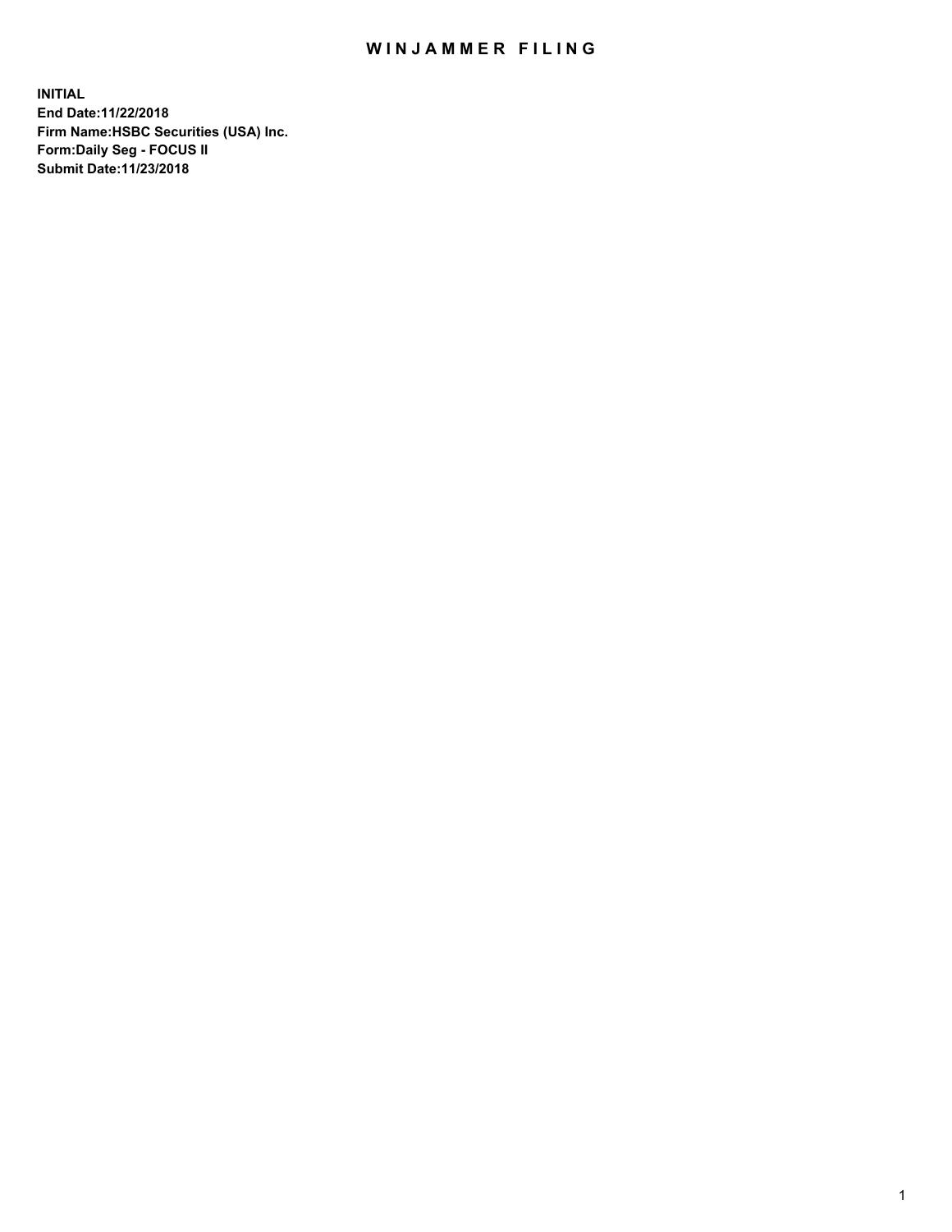# WINJAMMER FILING

**INITIAL**
**End Date:11/22/2018**
**Firm Name:HSBC Securities (USA) Inc.**
**Form:Daily Seg - FOCUS II**
**Submit Date:11/23/2018**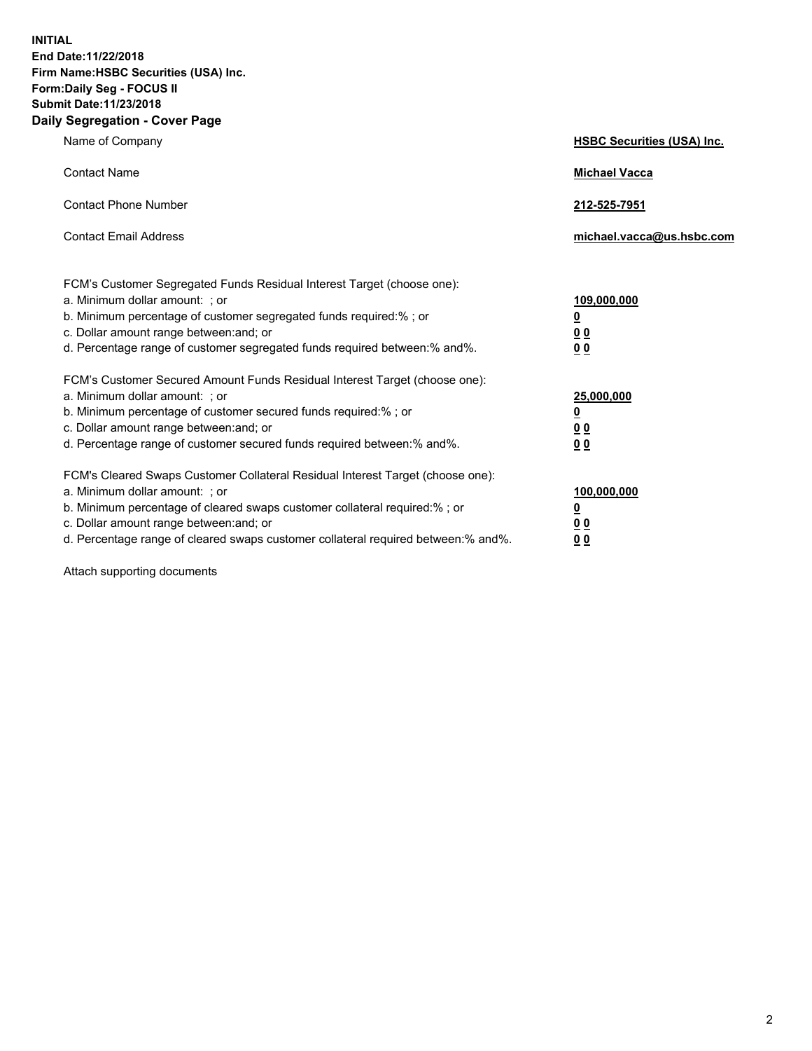**INITIAL**
**End Date:11/22/2018**
**Firm Name:HSBC Securities (USA) Inc.**
**Form:Daily Seg - FOCUS II**
**Submit Date:11/23/2018**

## Daily Segregation - Cover Page

| | |
|---|---|
| Name of Company | **HSBC Securities (USA) Inc.** |
| Contact Name | **Michael Vacca** |
| Contact Phone Number | **212-525-7951** |
| Contact Email Address | **michael.vacca@us.hsbc.com** |

| | |
|---|---|
| FCM's Customer Segregated Funds Residual Interest Target (choose one): | |
| a. Minimum dollar amount: ; or | **109,000,000** |
| b. Minimum percentage of customer segregated funds required:% ; or | **0** |
| c. Dollar amount range between:and; or | **0 0** |
| d. Percentage range of customer segregated funds required between:% and%. | **0 0** |
| FCM's Customer Secured Amount Funds Residual Interest Target (choose one): | |
| a. Minimum dollar amount: ; or | **25,000,000** |
| b. Minimum percentage of customer secured funds required:% ; or | **0** |
| c. Dollar amount range between:and; or | **0 0** |
| d. Percentage range of customer secured funds required between:% and%. | **0 0** |
| FCM's Cleared Swaps Customer Collateral Residual Interest Target (choose one): | |
| a. Minimum dollar amount: ; or | **100,000,000** |
| b. Minimum percentage of cleared swaps customer collateral required:% ; or | **0** |
| c. Dollar amount range between:and; or | **0 0** |
| d. Percentage range of cleared swaps customer collateral required between:% and%. | **0 0** |

Attach supporting documents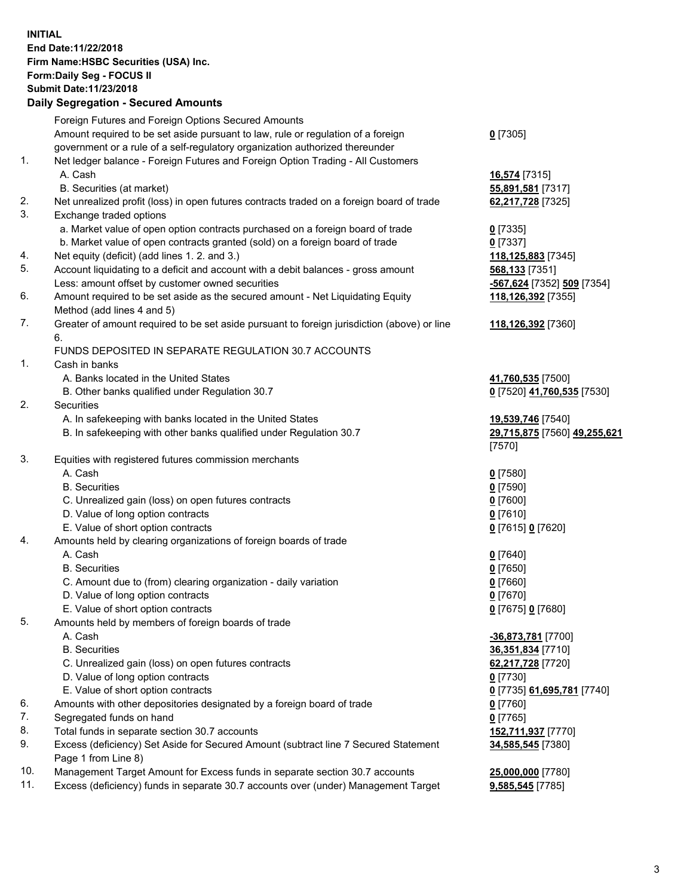**INITIAL**
**End Date:11/22/2018**
**Firm Name:HSBC Securities (USA) Inc.**
**Form:Daily Seg - FOCUS II**
**Submit Date:11/23/2018**

## Daily Segregation - Secured Amounts

| | | |
|---|---|---|
| | Foreign Futures and Foreign Options Secured Amounts | |
| | Amount required to be set aside pursuant to law, rule or regulation of a foreign government or a rule of a self-regulatory organization authorized thereunder | **0** [7305] |
| 1. | Net ledger balance - Foreign Futures and Foreign Option Trading - All Customers | |
| | A. Cash | **16,574** [7315] |
| | B. Securities (at market) | **55,891,581** [7317] |
| 2. | Net unrealized profit (loss) in open futures contracts traded on a foreign board of trade | **62,217,728** [7325] |
| 3. | Exchange traded options | |
| | a. Market value of open option contracts purchased on a foreign board of trade | **0** [7335] |
| | b. Market value of open contracts granted (sold) on a foreign board of trade | **0** [7337] |
| 4. | Net equity (deficit) (add lines 1. 2. and 3.) | **118,125,883** [7345] |
| 5. | Account liquidating to a deficit and account with a debit balances - gross amount | **568,133** [7351] |
| | Less: amount offset by customer owned securities | **-567,624** [7352] **509** [7354] |
| 6. | Amount required to be set aside as the secured amount - Net Liquidating Equity Method (add lines 4 and 5) | **118,126,392** [7355] |
| 7. | Greater of amount required to be set aside pursuant to foreign jurisdiction (above) or line 6. | **118,126,392** [7360] |
| | FUNDS DEPOSITED IN SEPARATE REGULATION 30.7 ACCOUNTS | |
| 1. | Cash in banks | |
| | A. Banks located in the United States | **41,760,535** [7500] |
| | B. Other banks qualified under Regulation 30.7 | **0** [7520] **41,760,535** [7530] |
| 2. | Securities | |
| | A. In safekeeping with banks located in the United States | **19,539,746** [7540] |
| | B. In safekeeping with other banks qualified under Regulation 30.7 | **29,715,875** [7560] **49,255,621** [7570] |
| 3. | Equities with registered futures commission merchants | |
| | A. Cash | **0** [7580] |
| | B. Securities | **0** [7590] |
| | C. Unrealized gain (loss) on open futures contracts | **0** [7600] |
| | D. Value of long option contracts | **0** [7610] |
| | E. Value of short option contracts | **0** [7615] **0** [7620] |
| 4. | Amounts held by clearing organizations of foreign boards of trade | |
| | A. Cash | **0** [7640] |
| | B. Securities | **0** [7650] |
| | C. Amount due to (from) clearing organization - daily variation | **0** [7660] |
| | D. Value of long option contracts | **0** [7670] |
| | E. Value of short option contracts | **0** [7675] **0** [7680] |
| 5. | Amounts held by members of foreign boards of trade | |
| | A. Cash | **-36,873,781** [7700] |
| | B. Securities | **36,351,834** [7710] |
| | C. Unrealized gain (loss) on open futures contracts | **62,217,728** [7720] |
| | D. Value of long option contracts | **0** [7730] |
| | E. Value of short option contracts | **0** [7735] **61,695,781** [7740] |
| 6. | Amounts with other depositories designated by a foreign board of trade | **0** [7760] |
| 7. | Segregated funds on hand | **0** [7765] |
| 8. | Total funds in separate section 30.7 accounts | **152,711,937** [7770] |
| 9. | Excess (deficiency) Set Aside for Secured Amount (subtract line 7 Secured Statement Page 1 from Line 8) | **34,585,545** [7380] |
| 10. | Management Target Amount for Excess funds in separate section 30.7 accounts | **25,000,000** [7780] |
| 11. | Excess (deficiency) funds in separate 30.7 accounts over (under) Management Target | **9,585,545** [7785] |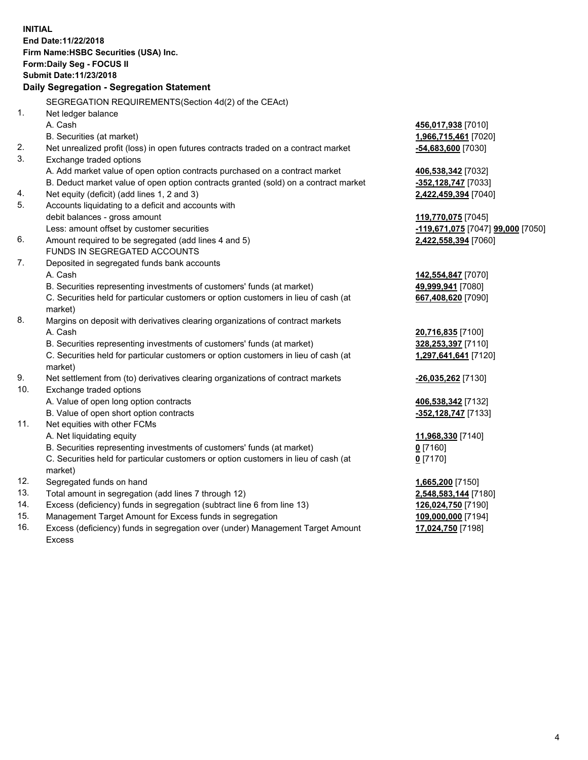**INITIAL**
**End Date:11/22/2018**
**Firm Name:HSBC Securities (USA) Inc.**
**Form:Daily Seg - FOCUS II**
**Submit Date:11/23/2018**

**Daily Segregation - Segregation Statement**

SEGREGATION REQUIREMENTS(Section 4d(2) of the CEAct)

| | | |
|---|---|---|
| 1. | Net ledger balance | |
| | A. Cash | 456,017,938 [7010] |
| | B. Securities (at market) | 1,966,715,461 [7020] |
| 2. | Net unrealized profit (loss) in open futures contracts traded on a contract market | -54,683,600 [7030] |
| 3. | Exchange traded options | |
| | A. Add market value of open option contracts purchased on a contract market | 406,538,342 [7032] |
| | B. Deduct market value of open option contracts granted (sold) on a contract market | -352,128,747 [7033] |
| 4. | Net equity (deficit) (add lines 1, 2 and 3) | 2,422,459,394 [7040] |
| 5. | Accounts liquidating to a deficit and accounts with debit balances - gross amount | 119,770,075 [7045] |
| | Less: amount offset by customer securities | -119,671,075 [7047] 99,000 [7050] |
| 6. | Amount required to be segregated (add lines 4 and 5) | 2,422,558,394 [7060] |
| | FUNDS IN SEGREGATED ACCOUNTS | |
| 7. | Deposited in segregated funds bank accounts | |
| | A. Cash | 142,554,847 [7070] |
| | B. Securities representing investments of customers' funds (at market) | 49,999,941 [7080] |
| | C. Securities held for particular customers or option customers in lieu of cash (at market) | 667,408,620 [7090] |
| 8. | Margins on deposit with derivatives clearing organizations of contract markets | |
| | A. Cash | 20,716,835 [7100] |
| | B. Securities representing investments of customers' funds (at market) | 328,253,397 [7110] |
| | C. Securities held for particular customers or option customers in lieu of cash (at market) | 1,297,641,641 [7120] |
| 9. | Net settlement from (to) derivatives clearing organizations of contract markets | -26,035,262 [7130] |
| 10. | Exchange traded options | |
| | A. Value of open long option contracts | 406,538,342 [7132] |
| | B. Value of open short option contracts | -352,128,747 [7133] |
| 11. | Net equities with other FCMs | |
| | A. Net liquidating equity | 11,968,330 [7140] |
| | B. Securities representing investments of customers' funds (at market) | 0 [7160] |
| | C. Securities held for particular customers or option customers in lieu of cash (at market) | 0 [7170] |
| 12. | Segregated funds on hand | 1,665,200 [7150] |
| 13. | Total amount in segregation (add lines 7 through 12) | 2,548,583,144 [7180] |
| 14. | Excess (deficiency) funds in segregation (subtract line 6 from line 13) | 126,024,750 [7190] |
| 15. | Management Target Amount for Excess funds in segregation | 109,000,000 [7194] |
| 16. | Excess (deficiency) funds in segregation over (under) Management Target Amount Excess | 17,024,750 [7198] |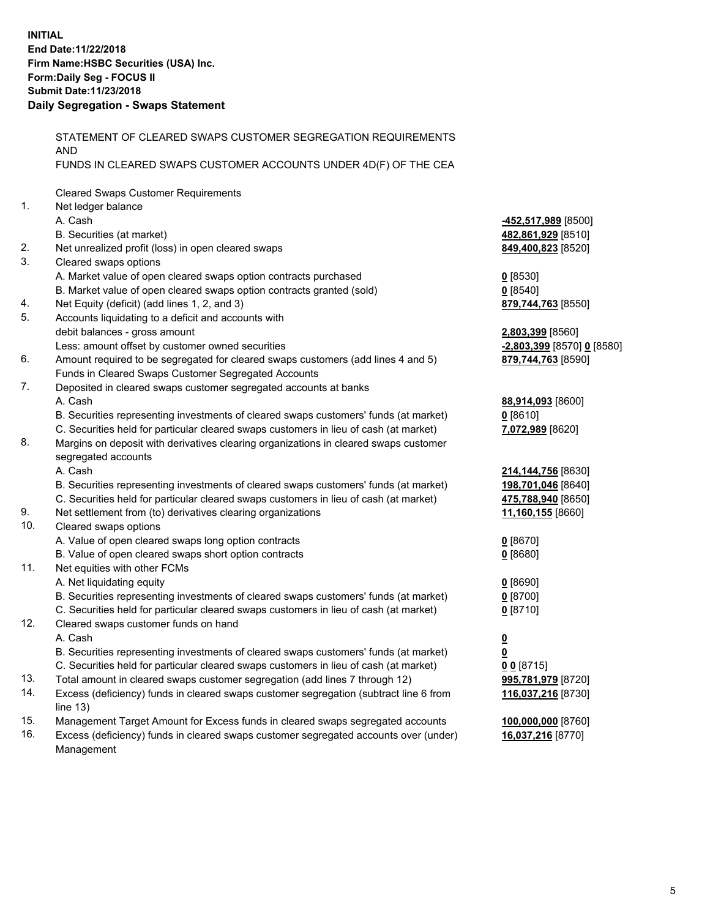**INITIAL**
**End Date:11/22/2018**
**Firm Name:HSBC Securities (USA) Inc.**
**Form:Daily Seg - FOCUS II**
**Submit Date:11/23/2018**
**Daily Segregation - Swaps Statement**

STATEMENT OF CLEARED SWAPS CUSTOMER SEGREGATION REQUIREMENTS
AND
FUNDS IN CLEARED SWAPS CUSTOMER ACCOUNTS UNDER 4D(F) OF THE CEA

| | | |
|---|---|---|
| | Cleared Swaps Customer Requirements | |
| 1. | Net ledger balance | |
| | A. Cash | **-452,517,989** [8500] |
| | B. Securities (at market) | **482,861,929** [8510] |
| 2. | Net unrealized profit (loss) in open cleared swaps | **849,400,823** [8520] |
| 3. | Cleared swaps options | |
| | A. Market value of open cleared swaps option contracts purchased | **0** [8530] |
| | B. Market value of open cleared swaps option contracts granted (sold) | **0** [8540] |
| 4. | Net Equity (deficit) (add lines 1, 2, and 3) | **879,744,763** [8550] |
| 5. | Accounts liquidating to a deficit and accounts with | |
| | debit balances - gross amount | **2,803,399** [8560] |
| | Less: amount offset by customer owned securities | **-2,803,399** [8570] **0** [8580] |
| 6. | Amount required to be segregated for cleared swaps customers (add lines 4 and 5) | **879,744,763** [8590] |
| | Funds in Cleared Swaps Customer Segregated Accounts | |
| 7. | Deposited in cleared swaps customer segregated accounts at banks | |
| | A. Cash | **88,914,093** [8600] |
| | B. Securities representing investments of cleared swaps customers' funds (at market) | **0** [8610] |
| | C. Securities held for particular cleared swaps customers in lieu of cash (at market) | **7,072,989** [8620] |
| 8. | Margins on deposit with derivatives clearing organizations in cleared swaps customer segregated accounts | |
| | A. Cash | **214,144,756** [8630] |
| | B. Securities representing investments of cleared swaps customers' funds (at market) | **198,701,046** [8640] |
| | C. Securities held for particular cleared swaps customers in lieu of cash (at market) | **475,788,940** [8650] |
| 9. | Net settlement from (to) derivatives clearing organizations | **11,160,155** [8660] |
| 10. | Cleared swaps options | |
| | A. Value of open cleared swaps long option contracts | **0** [8670] |
| | B. Value of open cleared swaps short option contracts | **0** [8680] |
| 11. | Net equities with other FCMs | |
| | A. Net liquidating equity | **0** [8690] |
| | B. Securities representing investments of cleared swaps customers' funds (at market) | **0** [8700] |
| | C. Securities held for particular cleared swaps customers in lieu of cash (at market) | **0** [8710] |
| 12. | Cleared swaps customer funds on hand | |
| | A. Cash | **0** |
| | B. Securities representing investments of cleared swaps customers' funds (at market) | **0** |
| | C. Securities held for particular cleared swaps customers in lieu of cash (at market) | **0** **0** [8715] |
| 13. | Total amount in cleared swaps customer segregation (add lines 7 through 12) | **995,781,979** [8720] |
| 14. | Excess (deficiency) funds in cleared swaps customer segregation (subtract line 6 from line 13) | **116,037,216** [8730] |
| 15. | Management Target Amount for Excess funds in cleared swaps segregated accounts | **100,000,000** [8760] |
| 16. | Excess (deficiency) funds in cleared swaps customer segregated accounts over (under) Management | **16,037,216** [8770] |